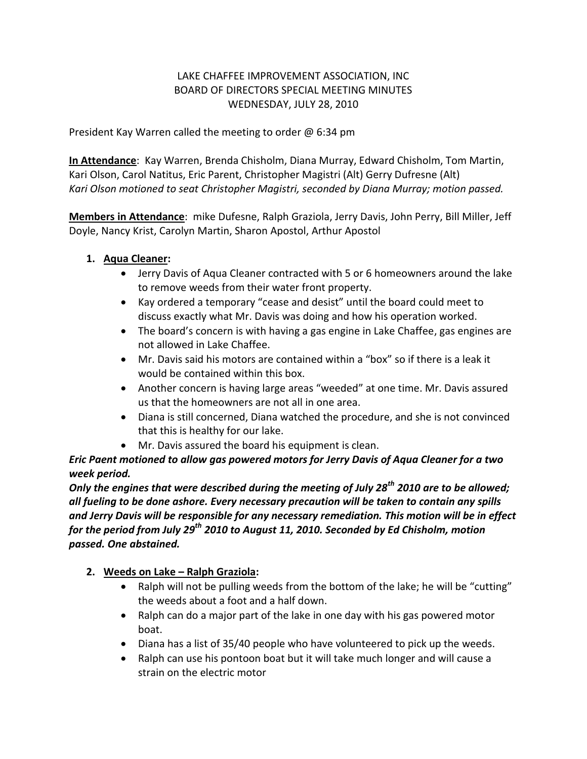LAKE CHAFFEE IMPROVEMENT ASSOCIATION, INC
BOARD OF DIRECTORS SPECIAL MEETING MINUTES
WEDNESDAY, JULY 28, 2010

President Kay Warren called the meeting to order @ 6:34 pm

**In Attendance**: Kay Warren, Brenda Chisholm, Diana Murray, Edward Chisholm, Tom Martin, Kari Olson, Carol Natitus, Eric Parent, Christopher Magistri (Alt) Gerry Dufresne (Alt)
*Kari Olson motioned to seat Christopher Magistri, seconded by Diana Murray; motion passed.*

**Members in Attendance**: mike Dufesne, Ralph Graziola, Jerry Davis, John Perry, Bill Miller, Jeff Doyle, Nancy Krist, Carolyn Martin, Sharon Apostol, Arthur Apostol

1. **Aqua Cleaner:**
   - Jerry Davis of Aqua Cleaner contracted with 5 or 6 homeowners around the lake to remove weeds from their water front property.
   - Kay ordered a temporary "cease and desist" until the board could meet to discuss exactly what Mr. Davis was doing and how his operation worked.
   - The board's concern is with having a gas engine in Lake Chaffee, gas engines are not allowed in Lake Chaffee.
   - Mr. Davis said his motors are contained within a "box" so if there is a leak it would be contained within this box.
   - Another concern is having large areas "weeded" at one time. Mr. Davis assured us that the homeowners are not all in one area.
   - Diana is still concerned, Diana watched the procedure, and she is not convinced that this is healthy for our lake.
   - Mr. Davis assured the board his equipment is clean.

***Eric Paent motioned to allow gas powered motors for Jerry Davis of Aqua Cleaner for a two week period.***
***Only the engines that were described during the meeting of July 28th 2010 are to be allowed; all fueling to be done ashore. Every necessary precaution will be taken to contain any spills and Jerry Davis will be responsible for any necessary remediation. This motion will be in effect for the period from July 29th 2010 to August 11, 2010. Seconded by Ed Chisholm, motion passed. One abstained.***

2. **Weeds on Lake – Ralph Graziola:**
   - Ralph will not be pulling weeds from the bottom of the lake; he will be "cutting" the weeds about a foot and a half down.
   - Ralph can do a major part of the lake in one day with his gas powered motor boat.
   - Diana has a list of 35/40 people who have volunteered to pick up the weeds.
   - Ralph can use his pontoon boat but it will take much longer and will cause a strain on the electric motor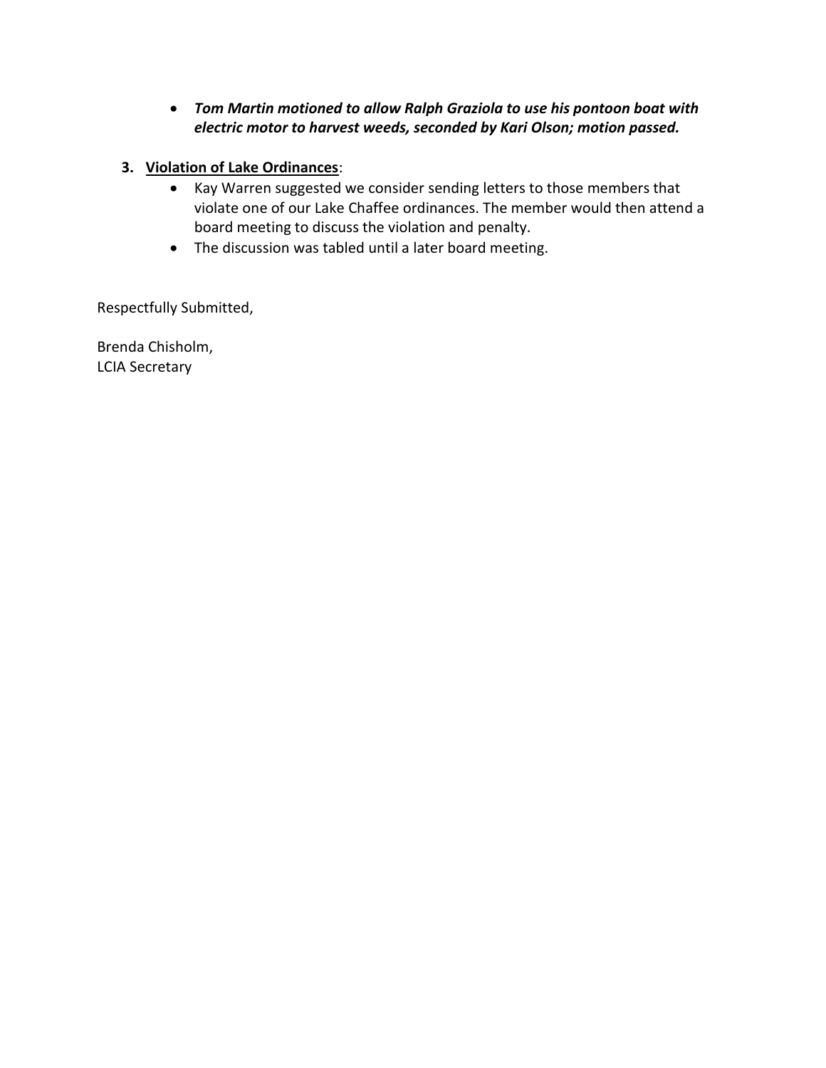- ***Tom Martin motioned to allow Ralph Graziola to use his pontoon boat with electric motor to harvest weeds, seconded by Kari Olson; motion passed.***

3. **Violation of Lake Ordinances**:
   - Kay Warren suggested we consider sending letters to those members that violate one of our Lake Chaffee ordinances. The member would then attend a board meeting to discuss the violation and penalty.
   - The discussion was tabled until a later board meeting.

Respectfully Submitted,

Brenda Chisholm,
LCIA Secretary